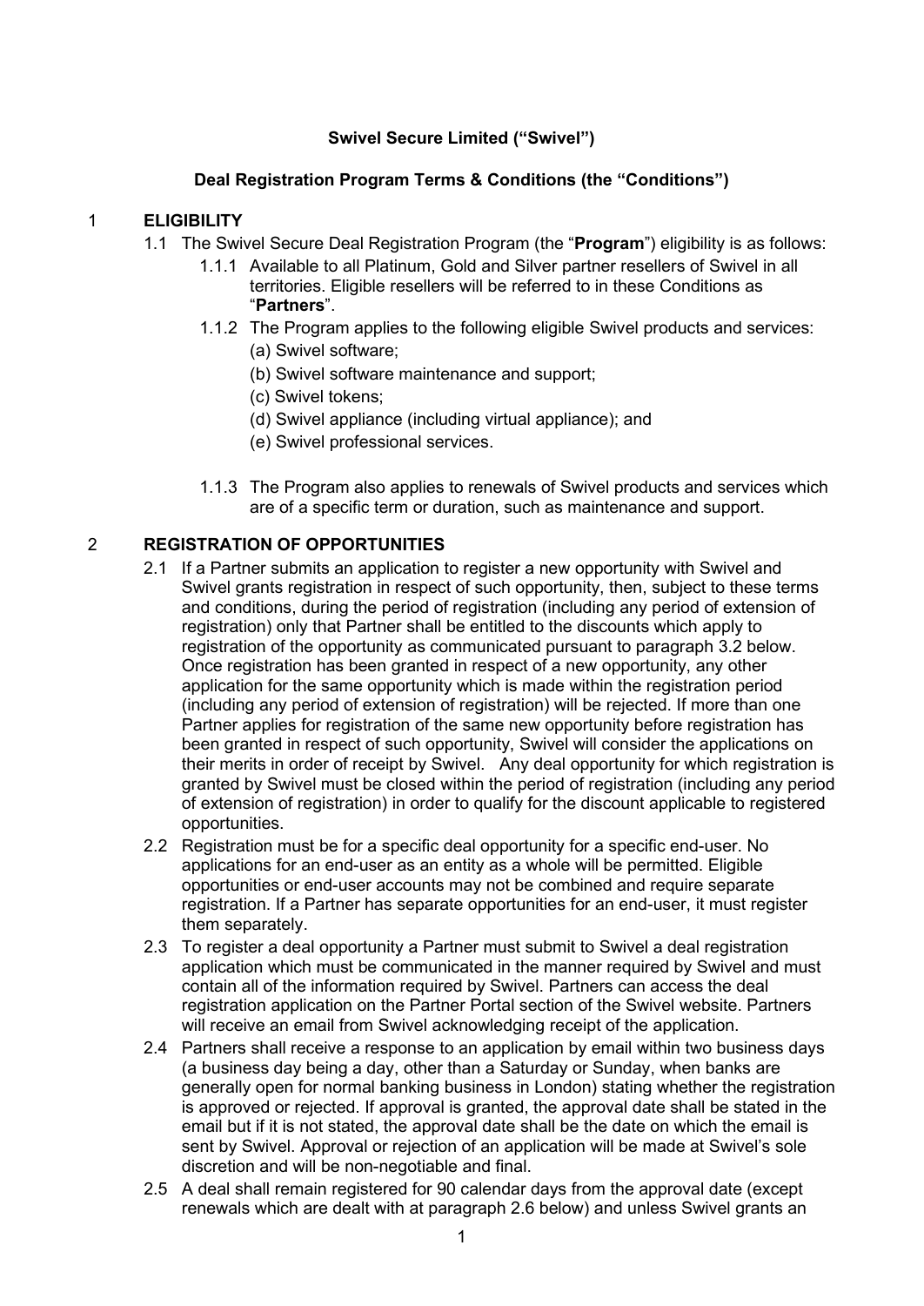**Swivel Secure Limited ("Swivel")**

**Deal Registration Program Terms & Conditions (the "Conditions")**

## 1 ELIGIBILITY

1.1 The Swivel Secure Deal Registration Program (the "**Program**") eligibility is as follows:

1.1.1 Available to all Platinum, Gold and Silver partner resellers of Swivel in all territories. Eligible resellers will be referred to in these Conditions as "**Partners**".

1.1.2 The Program applies to the following eligible Swivel products and services:

(a) Swivel software;

(b) Swivel software maintenance and support;

(c) Swivel tokens;

(d) Swivel appliance (including virtual appliance); and

(e) Swivel professional services.

1.1.3 The Program also applies to renewals of Swivel products and services which are of a specific term or duration, such as maintenance and support.

## 2 REGISTRATION OF OPPORTUNITIES

2.1 If a Partner submits an application to register a new opportunity with Swivel and Swivel grants registration in respect of such opportunity, then, subject to these terms and conditions, during the period of registration (including any period of extension of registration) only that Partner shall be entitled to the discounts which apply to registration of the opportunity as communicated pursuant to paragraph 3.2 below. Once registration has been granted in respect of a new opportunity, any other application for the same opportunity which is made within the registration period (including any period of extension of registration) will be rejected. If more than one Partner applies for registration of the same new opportunity before registration has been granted in respect of such opportunity, Swivel will consider the applications on their merits in order of receipt by Swivel. Any deal opportunity for which registration is granted by Swivel must be closed within the period of registration (including any period of extension of registration) in order to qualify for the discount applicable to registered opportunities.

2.2 Registration must be for a specific deal opportunity for a specific end-user. No applications for an end-user as an entity as a whole will be permitted. Eligible opportunities or end-user accounts may not be combined and require separate registration. If a Partner has separate opportunities for an end-user, it must register them separately.

2.3 To register a deal opportunity a Partner must submit to Swivel a deal registration application which must be communicated in the manner required by Swivel and must contain all of the information required by Swivel. Partners can access the deal registration application on the Partner Portal section of the Swivel website. Partners will receive an email from Swivel acknowledging receipt of the application.

2.4 Partners shall receive a response to an application by email within two business days (a business day being a day, other than a Saturday or Sunday, when banks are generally open for normal banking business in London) stating whether the registration is approved or rejected. If approval is granted, the approval date shall be stated in the email but if it is not stated, the approval date shall be the date on which the email is sent by Swivel. Approval or rejection of an application will be made at Swivel's sole discretion and will be non-negotiable and final.

2.5 A deal shall remain registered for 90 calendar days from the approval date (except renewals which are dealt with at paragraph 2.6 below) and unless Swivel grants an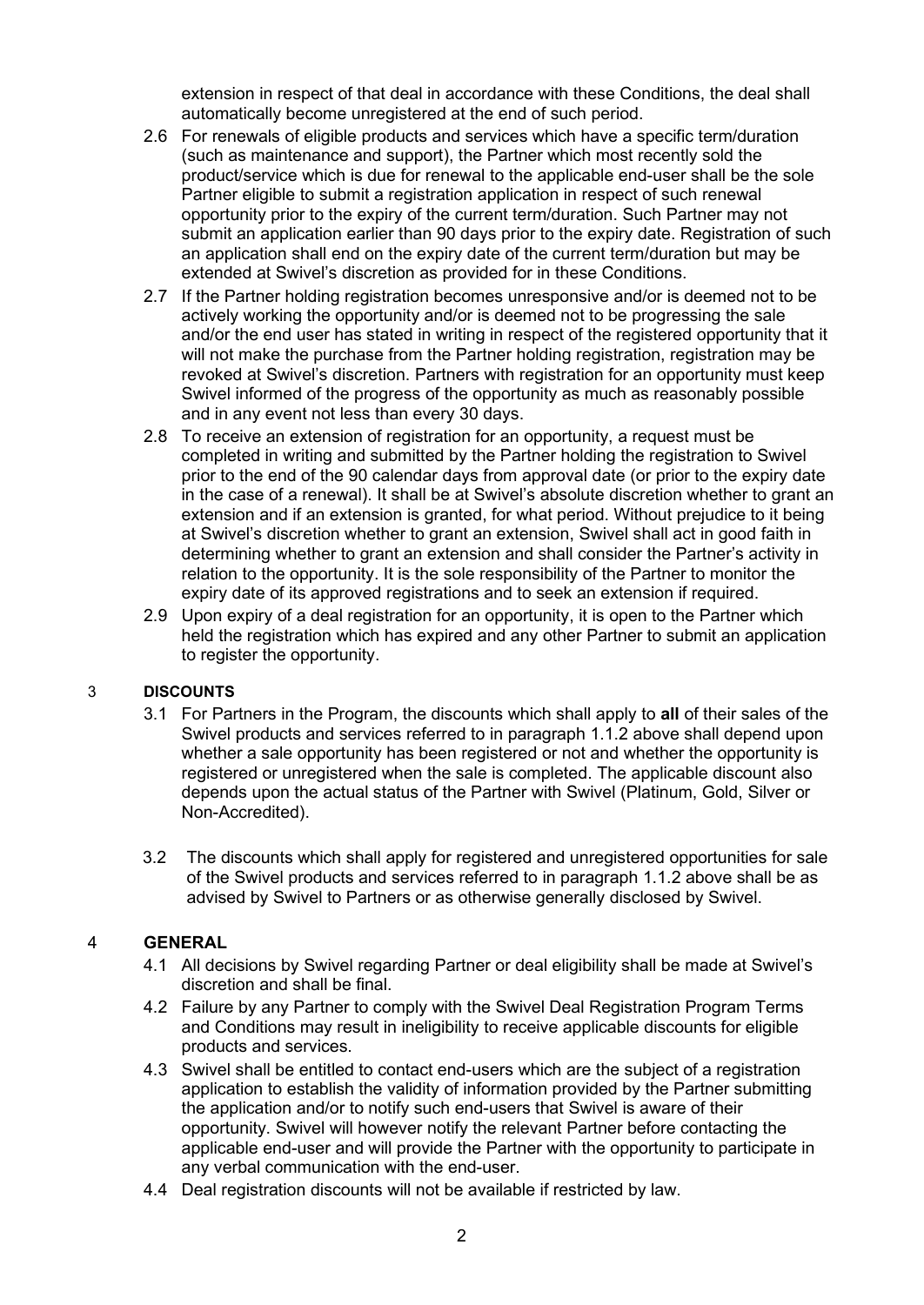extension in respect of that deal in accordance with these Conditions, the deal shall automatically become unregistered at the end of such period.

2.6 For renewals of eligible products and services which have a specific term/duration (such as maintenance and support), the Partner which most recently sold the product/service which is due for renewal to the applicable end-user shall be the sole Partner eligible to submit a registration application in respect of such renewal opportunity prior to the expiry of the current term/duration. Such Partner may not submit an application earlier than 90 days prior to the expiry date. Registration of such an application shall end on the expiry date of the current term/duration but may be extended at Swivel's discretion as provided for in these Conditions.

2.7 If the Partner holding registration becomes unresponsive and/or is deemed not to be actively working the opportunity and/or is deemed not to be progressing the sale and/or the end user has stated in writing in respect of the registered opportunity that it will not make the purchase from the Partner holding registration, registration may be revoked at Swivel's discretion. Partners with registration for an opportunity must keep Swivel informed of the progress of the opportunity as much as reasonably possible and in any event not less than every 30 days.

2.8 To receive an extension of registration for an opportunity, a request must be completed in writing and submitted by the Partner holding the registration to Swivel prior to the end of the 90 calendar days from approval date (or prior to the expiry date in the case of a renewal). It shall be at Swivel's absolute discretion whether to grant an extension and if an extension is granted, for what period. Without prejudice to it being at Swivel's discretion whether to grant an extension, Swivel shall act in good faith in determining whether to grant an extension and shall consider the Partner's activity in relation to the opportunity. It is the sole responsibility of the Partner to monitor the expiry date of its approved registrations and to seek an extension if required.

2.9 Upon expiry of a deal registration for an opportunity, it is open to the Partner which held the registration which has expired and any other Partner to submit an application to register the opportunity.

## 3 DISCOUNTS

3.1 For Partners in the Program, the discounts which shall apply to **all** of their sales of the Swivel products and services referred to in paragraph 1.1.2 above shall depend upon whether a sale opportunity has been registered or not and whether the opportunity is registered or unregistered when the sale is completed. The applicable discount also depends upon the actual status of the Partner with Swivel (Platinum, Gold, Silver or Non-Accredited).

3.2 The discounts which shall apply for registered and unregistered opportunities for sale of the Swivel products and services referred to in paragraph 1.1.2 above shall be as advised by Swivel to Partners or as otherwise generally disclosed by Swivel.

## 4 GENERAL

4.1 All decisions by Swivel regarding Partner or deal eligibility shall be made at Swivel's discretion and shall be final.

4.2 Failure by any Partner to comply with the Swivel Deal Registration Program Terms and Conditions may result in ineligibility to receive applicable discounts for eligible products and services.

4.3 Swivel shall be entitled to contact end-users which are the subject of a registration application to establish the validity of information provided by the Partner submitting the application and/or to notify such end-users that Swivel is aware of their opportunity. Swivel will however notify the relevant Partner before contacting the applicable end-user and will provide the Partner with the opportunity to participate in any verbal communication with the end-user.

4.4 Deal registration discounts will not be available if restricted by law.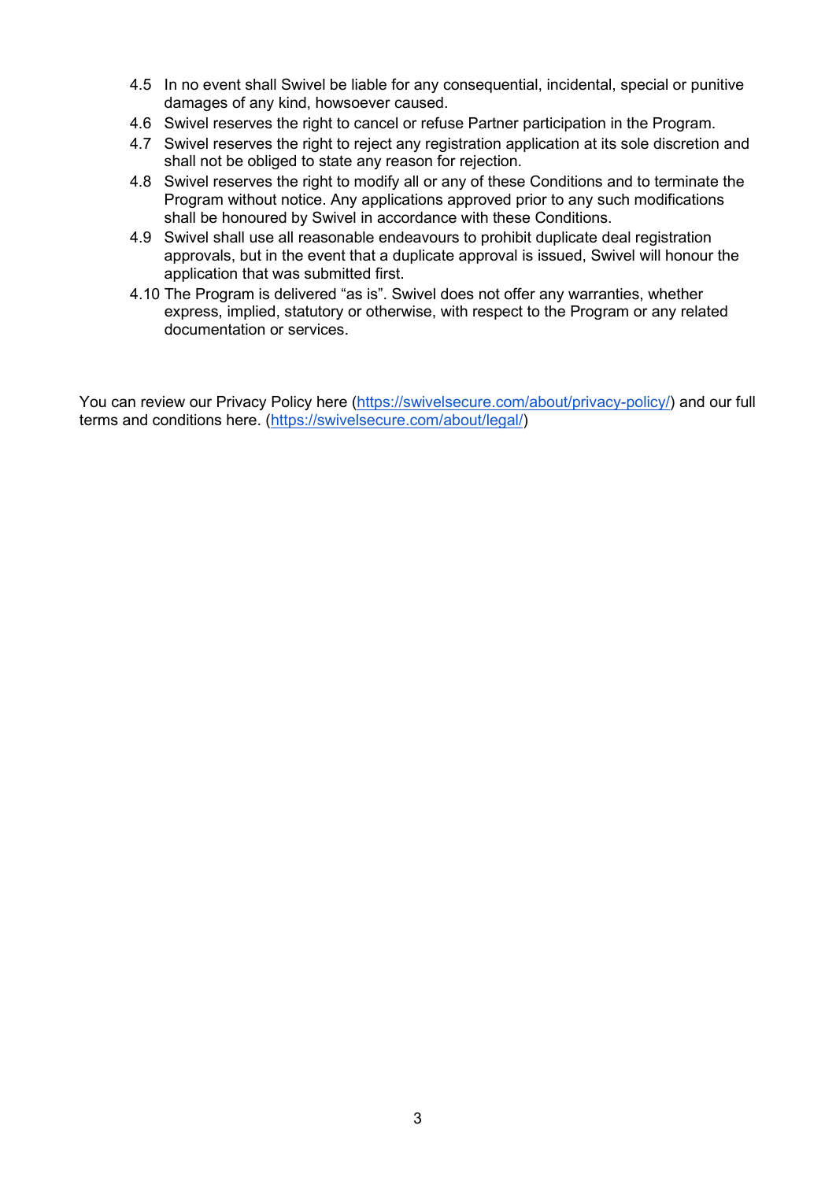4.5 In no event shall Swivel be liable for any consequential, incidental, special or punitive damages of any kind, howsoever caused.

4.6 Swivel reserves the right to cancel or refuse Partner participation in the Program.

4.7 Swivel reserves the right to reject any registration application at its sole discretion and shall not be obliged to state any reason for rejection.

4.8 Swivel reserves the right to modify all or any of these Conditions and to terminate the Program without notice. Any applications approved prior to any such modifications shall be honoured by Swivel in accordance with these Conditions.

4.9 Swivel shall use all reasonable endeavours to prohibit duplicate deal registration approvals, but in the event that a duplicate approval is issued, Swivel will honour the application that was submitted first.

4.10 The Program is delivered "as is". Swivel does not offer any warranties, whether express, implied, statutory or otherwise, with respect to the Program or any related documentation or services.

You can review our Privacy Policy here (https://swivelsecure.com/about/privacy-policy/) and our full terms and conditions here. (https://swivelsecure.com/about/legal/)